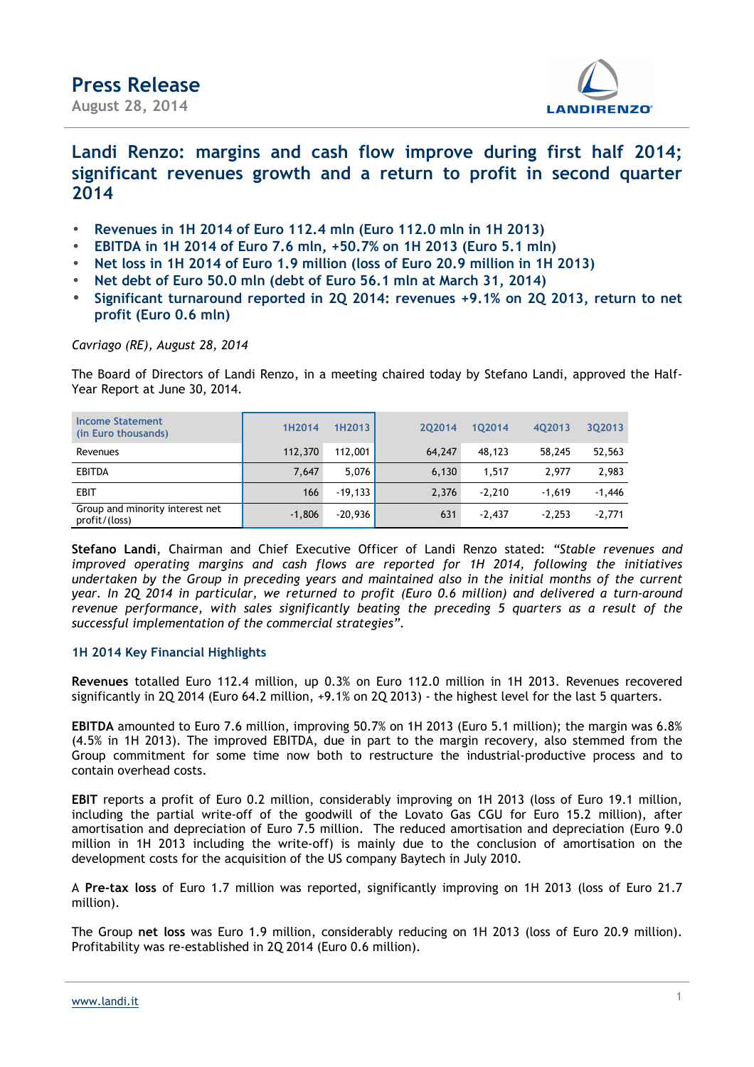# Press Release

**August 28, 2014**

## Landi Renzo: margins and cash flow improve during first half 2014; significant revenues growth and a return to profit in second quarter 2014

- **Revenues in 1H 2014 of Euro 112.4 mln (Euro 112.0 mln in 1H 2013)**
- **EBITDA in 1H 2014 of Euro 7.6 mln, +50.7% on 1H 2013 (Euro 5.1 mln)**
- **Net loss in 1H 2014 of Euro 1.9 million (loss of Euro 20.9 million in 1H 2013)**
- **Net debt of Euro 50.0 mln (debt of Euro 56.1 mln at March 31, 2014)**
- **Significant turnaround reported in 2Q 2014: revenues +9.1% on 2Q 2013, return to net profit (Euro 0.6 mln)**

*Cavriago (RE), August 28, 2014*

The Board of Directors of Landi Renzo, in a meeting chaired today by Stefano Landi, approved the Half-Year Report at June 30, 2014.

| Income Statement (in Euro thousands) | 1H2014 | 1H2013 | 2Q2014 | 1Q2014 | 4Q2013 | 3Q2013 |
|---|---|---|---|---|---|---|
| Revenues | 112,370 | 112,001 | 64,247 | 48,123 | 58,245 | 52,563 |
| EBITDA | 7,647 | 5,076 | 6,130 | 1,517 | 2,977 | 2,983 |
| EBIT | 166 | -19,133 | 2,376 | -2,210 | -1,619 | -1,446 |
| Group and minority interest net profit/(loss) | -1,806 | -20,936 | 631 | -2,437 | -2,253 | -2,771 |

**Stefano Landi**, Chairman and Chief Executive Officer of Landi Renzo stated: *"Stable revenues and improved operating margins and cash flows are reported for 1H 2014, following the initiatives undertaken by the Group in preceding years and maintained also in the initial months of the current year. In 2Q 2014 in particular, we returned to profit (Euro 0.6 million) and delivered a turn-around revenue performance, with sales significantly beating the preceding 5 quarters as a result of the successful implementation of the commercial strategies"*.

### 1H 2014 Key Financial Highlights

**Revenues** totalled Euro 112.4 million, up 0.3% on Euro 112.0 million in 1H 2013. Revenues recovered significantly in 2Q 2014 (Euro 64.2 million, +9.1% on 2Q 2013) - the highest level for the last 5 quarters.

**EBITDA** amounted to Euro 7.6 million, improving 50.7% on 1H 2013 (Euro 5.1 million); the margin was 6.8% (4.5% in 1H 2013). The improved EBITDA, due in part to the margin recovery, also stemmed from the Group commitment for some time now both to restructure the industrial-productive process and to contain overhead costs.

**EBIT** reports a profit of Euro 0.2 million, considerably improving on 1H 2013 (loss of Euro 19.1 million, including the partial write-off of the goodwill of the Lovato Gas CGU for Euro 15.2 million), after amortisation and depreciation of Euro 7.5 million. The reduced amortisation and depreciation (Euro 9.0 million in 1H 2013 including the write-off) is mainly due to the conclusion of amortisation on the development costs for the acquisition of the US company Baytech in July 2010.

A **Pre-tax loss** of Euro 1.7 million was reported, significantly improving on 1H 2013 (loss of Euro 21.7 million).

The Group **net loss** was Euro 1.9 million, considerably reducing on 1H 2013 (loss of Euro 20.9 million). Profitability was re-established in 2Q 2014 (Euro 0.6 million).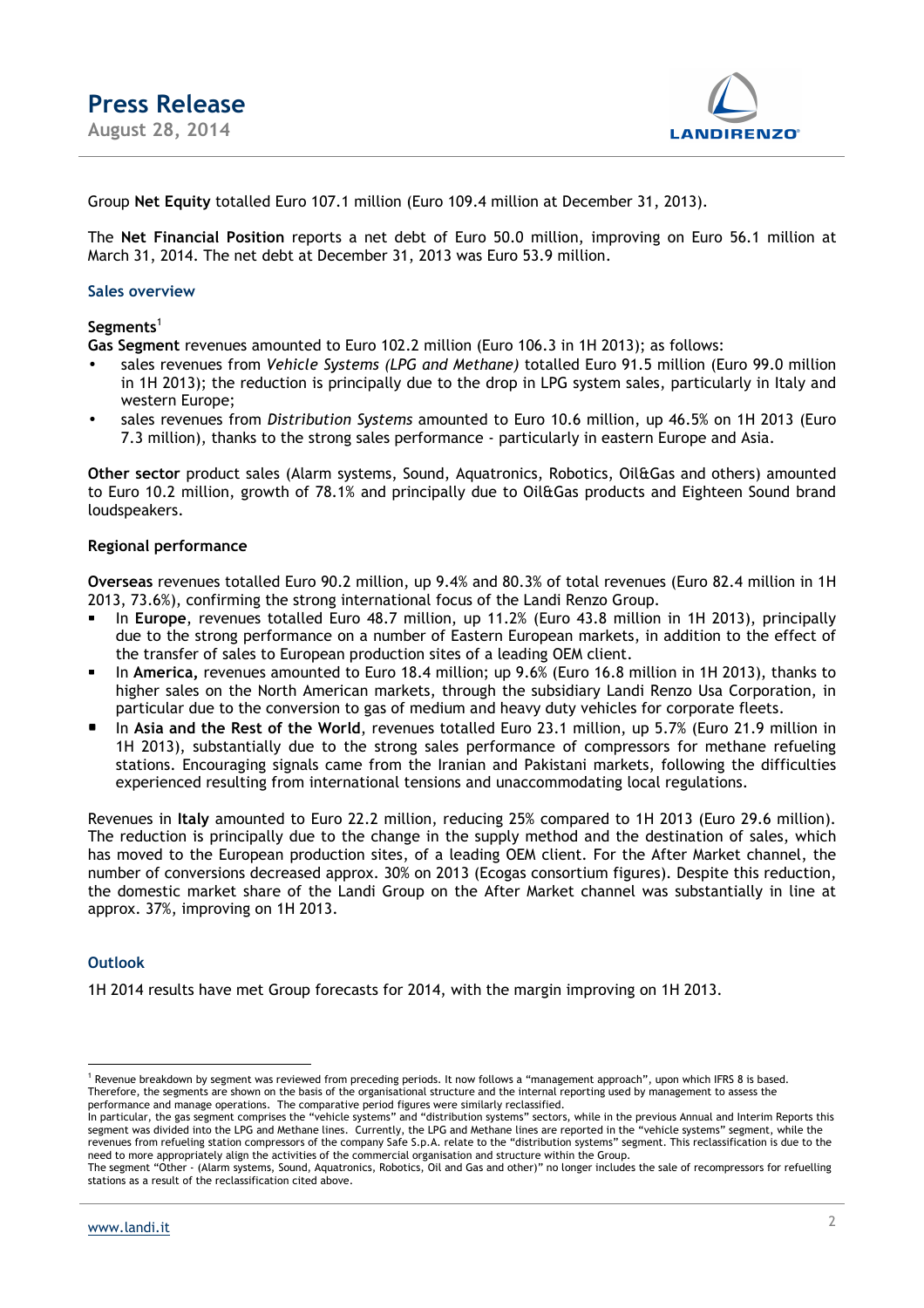Group **Net Equity** totalled Euro 107.1 million (Euro 109.4 million at December 31, 2013).

The **Net Financial Position** reports a net debt of Euro 50.0 million, improving on Euro 56.1 million at March 31, 2014. The net debt at December 31, 2013 was Euro 53.9 million.

### Sales overview

**Segments**[1]

**Gas Segment** revenues amounted to Euro 102.2 million (Euro 106.3 in 1H 2013); as follows:

- sales revenues from *Vehicle Systems (LPG and Methane)* totalled Euro 91.5 million (Euro 99.0 million in 1H 2013); the reduction is principally due to the drop in LPG system sales, particularly in Italy and western Europe;
- sales revenues from *Distribution Systems* amounted to Euro 10.6 million, up 46.5% on 1H 2013 (Euro 7.3 million), thanks to the strong sales performance - particularly in eastern Europe and Asia.

**Other sector** product sales (Alarm systems, Sound, Aquatronics, Robotics, Oil&Gas and others) amounted to Euro 10.2 million, growth of 78.1% and principally due to Oil&Gas products and Eighteen Sound brand loudspeakers.

**Regional performance**

**Overseas** revenues totalled Euro 90.2 million, up 9.4% and 80.3% of total revenues (Euro 82.4 million in 1H 2013, 73.6%), confirming the strong international focus of the Landi Renzo Group.

- In **Europe**, revenues totalled Euro 48.7 million, up 11.2% (Euro 43.8 million in 1H 2013), principally due to the strong performance on a number of Eastern European markets, in addition to the effect of the transfer of sales to European production sites of a leading OEM client.
- In **America,** revenues amounted to Euro 18.4 million; up 9.6% (Euro 16.8 million in 1H 2013), thanks to higher sales on the North American markets, through the subsidiary Landi Renzo Usa Corporation, in particular due to the conversion to gas of medium and heavy duty vehicles for corporate fleets.
- In **Asia and the Rest of the World**, revenues totalled Euro 23.1 million, up 5.7% (Euro 21.9 million in 1H 2013), substantially due to the strong sales performance of compressors for methane refueling stations. Encouraging signals came from the Iranian and Pakistani markets, following the difficulties experienced resulting from international tensions and unaccommodating local regulations.

Revenues in **Italy** amounted to Euro 22.2 million, reducing 25% compared to 1H 2013 (Euro 29.6 million). The reduction is principally due to the change in the supply method and the destination of sales, which has moved to the European production sites, of a leading OEM client. For the After Market channel, the number of conversions decreased approx. 30% on 2013 (Ecogas consortium figures). Despite this reduction, the domestic market share of the Landi Group on the After Market channel was substantially in line at approx. 37%, improving on 1H 2013.

### Outlook

1H 2014 results have met Group forecasts for 2014, with the margin improving on 1H 2013.

---

[1] Revenue breakdown by segment was reviewed from preceding periods. It now follows a "management approach", upon which IFRS 8 is based. Therefore, the segments are shown on the basis of the organisational structure and the internal reporting used by management to assess the performance and manage operations. The comparative period figures were similarly reclassified.
In particular, the gas segment comprises the "vehicle systems" and "distribution systems" sectors, while in the previous Annual and Interim Reports this segment was divided into the LPG and Methane lines. Currently, the LPG and Methane lines are reported in the "vehicle systems" segment, while the revenues from refueling station compressors of the company Safe S.p.A. relate to the "distribution systems" segment. This reclassification is due to the need to more appropriately align the activities of the commercial organisation and structure within the Group.
The segment "Other - (Alarm systems, Sound, Aquatronics, Robotics, Oil and Gas and other)" no longer includes the sale of recompressors for refuelling stations as a result of the reclassification cited above.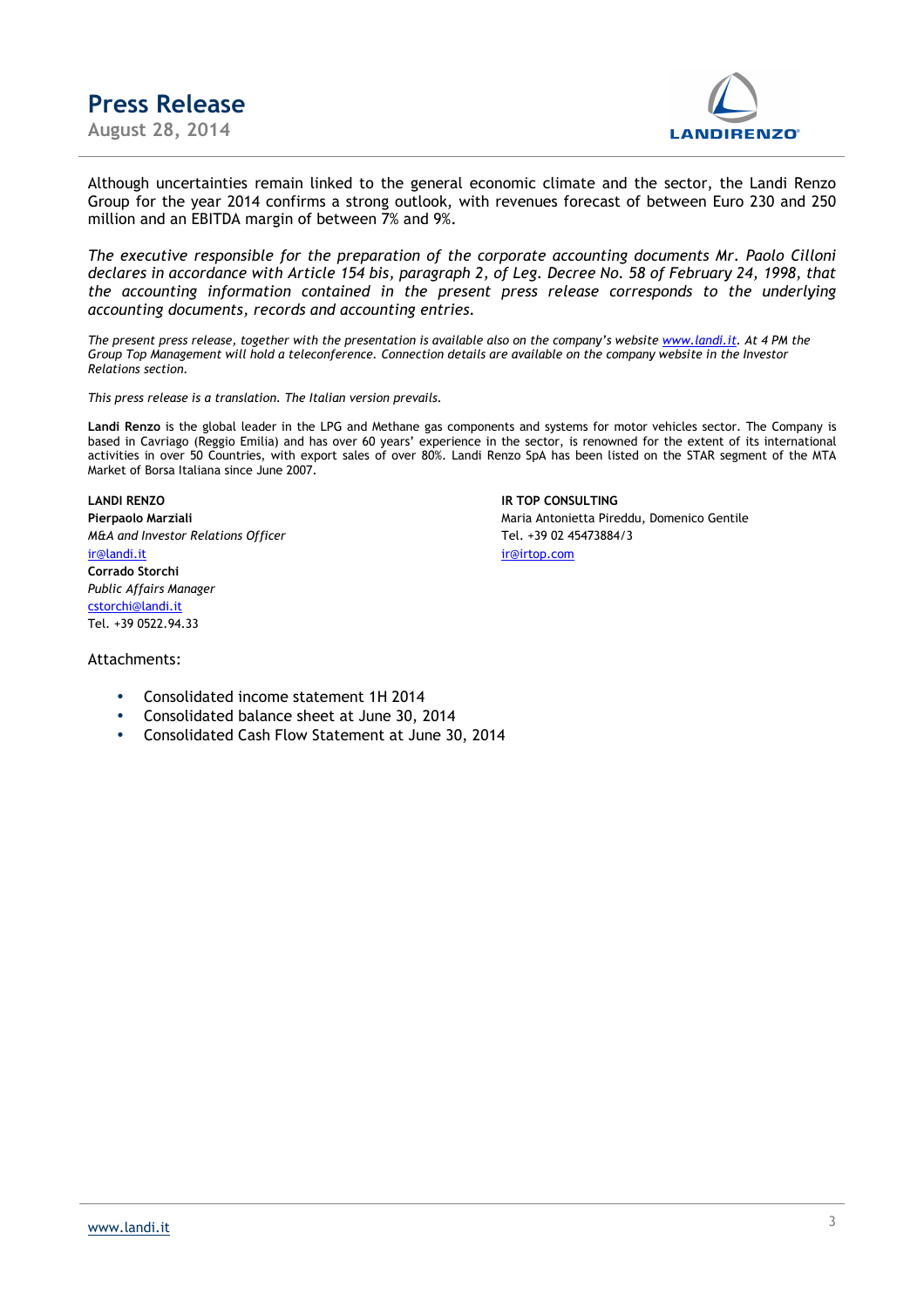Although uncertainties remain linked to the general economic climate and the sector, the Landi Renzo Group for the year 2014 confirms a strong outlook, with revenues forecast of between Euro 230 and 250 million and an EBITDA margin of between 7% and 9%.

*The executive responsible for the preparation of the corporate accounting documents Mr. Paolo Cilloni declares in accordance with Article 154 bis, paragraph 2, of Leg. Decree No. 58 of February 24, 1998, that the accounting information contained in the present press release corresponds to the underlying accounting documents, records and accounting entries.*

*The present press release, together with the presentation is available also on the company's website www.landi.it. At 4 PM the Group Top Management will hold a teleconference. Connection details are available on the company website in the Investor Relations section.*

*This press release is a translation. The Italian version prevails.*

**Landi Renzo** is the global leader in the LPG and Methane gas components and systems for motor vehicles sector. The Company is based in Cavriago (Reggio Emilia) and has over 60 years' experience in the sector, is renowned for the extent of its international activities in over 50 Countries, with export sales of over 80%. Landi Renzo SpA has been listed on the STAR segment of the MTA Market of Borsa Italiana since June 2007.

**LANDI RENZO**
**Pierpaolo Marziali**
*M&A and Investor Relations Officer*
ir@landi.it
**Corrado Storchi**
*Public Affairs Manager*
cstorchi@landi.it
Tel. +39 0522.94.33

**IR TOP CONSULTING**
Maria Antonietta Pireddu, Domenico Gentile
Tel. +39 02 45473884/3
ir@irtop.com

Attachments:

- Consolidated income statement 1H 2014
- Consolidated balance sheet at June 30, 2014
- Consolidated Cash Flow Statement at June 30, 2014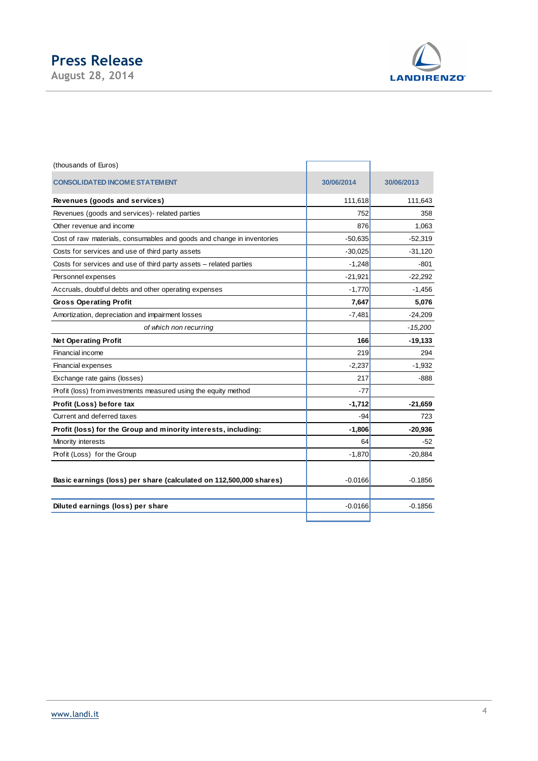(thousands of Euros)

| CONSOLIDATED INCOME STATEMENT | 30/06/2014 | 30/06/2013 |
|---|---|---|
| **Revenues (goods and services)** | 111,618 | 111,643 |
| Revenues (goods and services)- related parties | 752 | 358 |
| Other revenue and income | 876 | 1,063 |
| Cost of raw materials, consumables and goods and change in inventories | -50,635 | -52,319 |
| Costs for services and use of third party assets | -30,025 | -31,120 |
| Costs for services and use of third party assets – related parties | -1,248 | -801 |
| Personnel expenses | -21,921 | -22,292 |
| Accruals, doubtful debts and other operating expenses | -1,770 | -1,456 |
| **Gross Operating Profit** | **7,647** | **5,076** |
| Amortization, depreciation and impairment losses | -7,481 | -24,209 |
| *of which non recurring* | | *-15,200* |
| **Net Operating Profit** | **166** | **-19,133** |
| Financial income | 219 | 294 |
| Financial expenses | -2,237 | -1,932 |
| Exchange rate gains (losses) | 217 | -888 |
| Profit (loss) from investments measured using the equity method | -77 | |
| **Profit (Loss) before tax** | **-1,712** | **-21,659** |
| Current and deferred taxes | -94 | 723 |
| **Profit (loss) for the Group and minority interests, including:** | **-1,806** | **-20,936** |
| Minority interests | 64 | -52 |
| Profit (Loss) for the Group | -1,870 | -20,884 |
| **Basic earnings (loss) per share (calculated on 112,500,000 shares)** | -0.0166 | -0.1856 |
| **Diluted earnings (loss) per share** | -0.0166 | -0.1856 |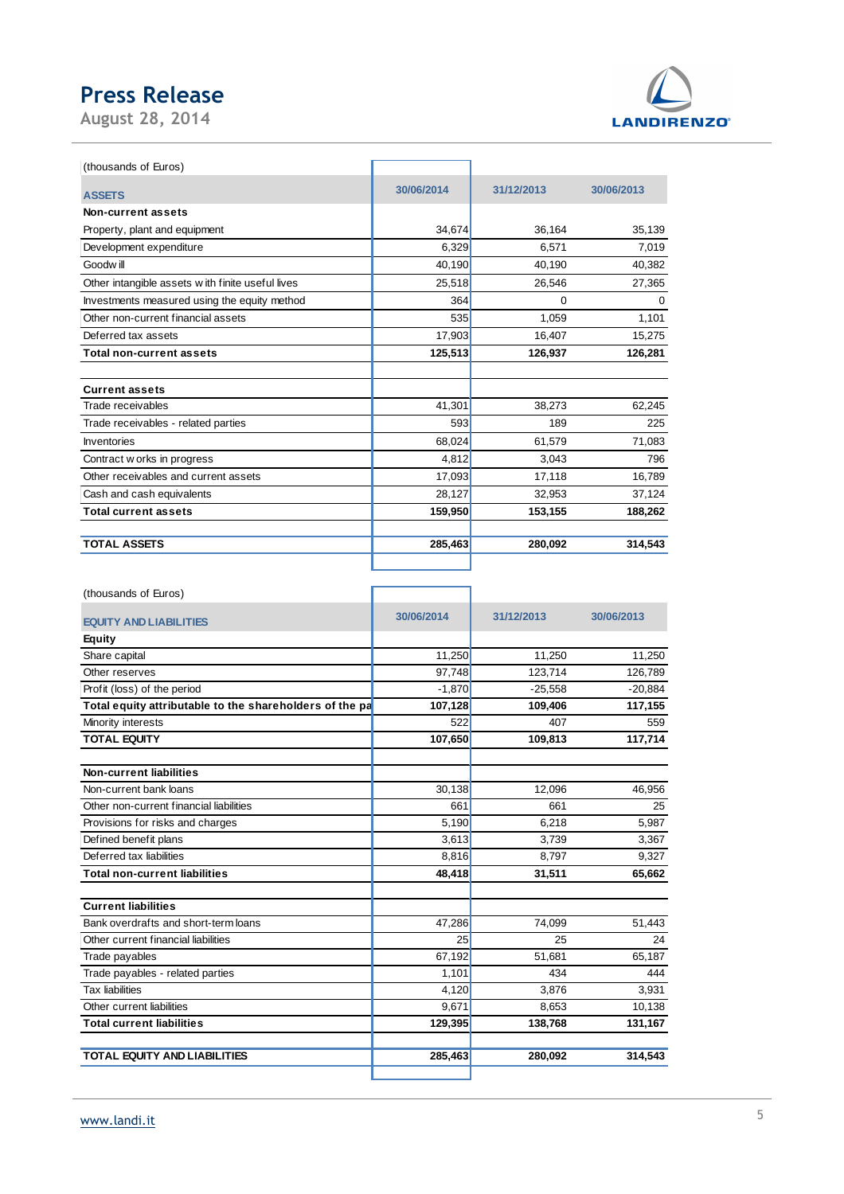# Press Release

August 28, 2014

(thousands of Euros)

| ASSETS | 30/06/2014 | 31/12/2013 | 30/06/2013 |
|---|---|---|---|
| **Non-current assets** | | | |
| Property, plant and equipment | 34,674 | 36,164 | 35,139 |
| Development expenditure | 6,329 | 6,571 | 7,019 |
| Goodwill | 40,190 | 40,190 | 40,382 |
| Other intangible assets with finite useful lives | 25,518 | 26,546 | 27,365 |
| Investments measured using the equity method | 364 | 0 | 0 |
| Other non-current financial assets | 535 | 1,059 | 1,101 |
| Deferred tax assets | 17,903 | 16,407 | 15,275 |
| **Total non-current assets** | **125,513** | **126,937** | **126,281** |
| | | | |
| **Current assets** | | | |
| Trade receivables | 41,301 | 38,273 | 62,245 |
| Trade receivables - related parties | 593 | 189 | 225 |
| Inventories | 68,024 | 61,579 | 71,083 |
| Contract works in progress | 4,812 | 3,043 | 796 |
| Other receivables and current assets | 17,093 | 17,118 | 16,789 |
| Cash and cash equivalents | 28,127 | 32,953 | 37,124 |
| **Total current assets** | **159,950** | **153,155** | **188,262** |
| | | | |
| **TOTAL ASSETS** | **285,463** | **280,092** | **314,543** |

(thousands of Euros)

| EQUITY AND LIABILITIES | 30/06/2014 | 31/12/2013 | 30/06/2013 |
|---|---|---|---|
| **Equity** | | | |
| Share capital | 11,250 | 11,250 | 11,250 |
| Other reserves | 97,748 | 123,714 | 126,789 |
| Profit (loss) of the period | -1,870 | -25,558 | -20,884 |
| **Total equity attributable to the shareholders of the pa** | **107,128** | **109,406** | **117,155** |
| Minority interests | 522 | 407 | 559 |
| **TOTAL EQUITY** | **107,650** | **109,813** | **117,714** |
| | | | |
| **Non-current liabilities** | | | |
| Non-current bank loans | 30,138 | 12,096 | 46,956 |
| Other non-current financial liabilities | 661 | 661 | 25 |
| Provisions for risks and charges | 5,190 | 6,218 | 5,987 |
| Defined benefit plans | 3,613 | 3,739 | 3,367 |
| Deferred tax liabilities | 8,816 | 8,797 | 9,327 |
| **Total non-current liabilities** | **48,418** | **31,511** | **65,662** |
| | | | |
| **Current liabilities** | | | |
| Bank overdrafts and short-term loans | 47,286 | 74,099 | 51,443 |
| Other current financial liabilities | 25 | 25 | 24 |
| Trade payables | 67,192 | 51,681 | 65,187 |
| Trade payables - related parties | 1,101 | 434 | 444 |
| Tax liabilities | 4,120 | 3,876 | 3,931 |
| Other current liabilities | 9,671 | 8,653 | 10,138 |
| **Total current liabilities** | **129,395** | **138,768** | **131,167** |
| | | | |
| **TOTAL EQUITY AND LIABILITIES** | **285,463** | **280,092** | **314,543** |

www.landi.it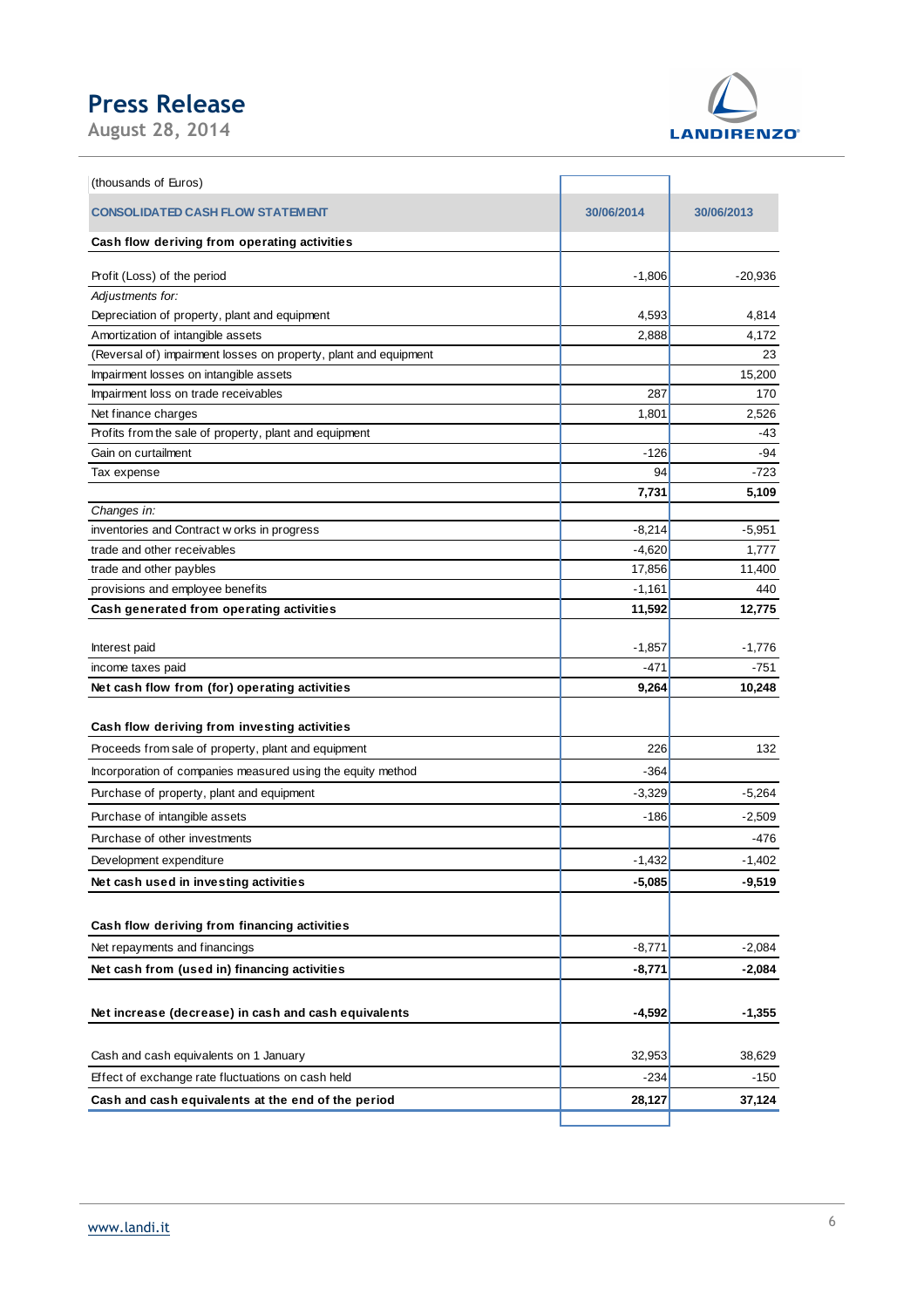(thousands of Euros)

| CONSOLIDATED CASH FLOW STATEMENT | 30/06/2014 | 30/06/2013 |
|---|---|---|
| **Cash flow deriving from operating activities** | | |
| Profit (Loss) of the period | -1,806 | -20,936 |
| *Adjustments for:* | | |
| Depreciation of property, plant and equipment | 4,593 | 4,814 |
| Amortization of intangible assets | 2,888 | 4,172 |
| (Reversal of) impairment losses on property, plant and equipment | | 23 |
| Impairment losses on intangible assets | | 15,200 |
| Impairment loss on trade receivables | 287 | 170 |
| Net finance charges | 1,801 | 2,526 |
| Profits from the sale of property, plant and equipment | | -43 |
| Gain on curtailment | -126 | -94 |
| Tax expense | 94 | -723 |
| | **7,731** | **5,109** |
| *Changes in:* | | |
| inventories and Contract w orks in progress | -8,214 | -5,951 |
| trade and other receivables | -4,620 | 1,777 |
| trade and other paybles | 17,856 | 11,400 |
| provisions and employee benefits | -1,161 | 440 |
| **Cash generated from operating activities** | **11,592** | **12,775** |
| Interest paid | -1,857 | -1,776 |
| income taxes paid | -471 | -751 |
| **Net cash flow from (for) operating activities** | **9,264** | **10,248** |
| **Cash flow deriving from investing activities** | | |
| Proceeds from sale of property, plant and equipment | 226 | 132 |
| Incorporation of companies measured using the equity method | -364 | |
| Purchase of property, plant and equipment | -3,329 | -5,264 |
| Purchase of intangible assets | -186 | -2,509 |
| Purchase of other investments | | -476 |
| Development expenditure | -1,432 | -1,402 |
| **Net cash used in investing activities** | **-5,085** | **-9,519** |
| **Cash flow deriving from financing activities** | | |
| Net repayments and financings | -8,771 | -2,084 |
| **Net cash from (used in) financing activities** | **-8,771** | **-2,084** |
| **Net increase (decrease) in cash and cash equivalents** | **-4,592** | **-1,355** |
| Cash and cash equivalents on 1 January | 32,953 | 38,629 |
| Effect of exchange rate fluctuations on cash held | -234 | -150 |
| **Cash and cash equivalents at the end of the period** | **28,127** | **37,124** |